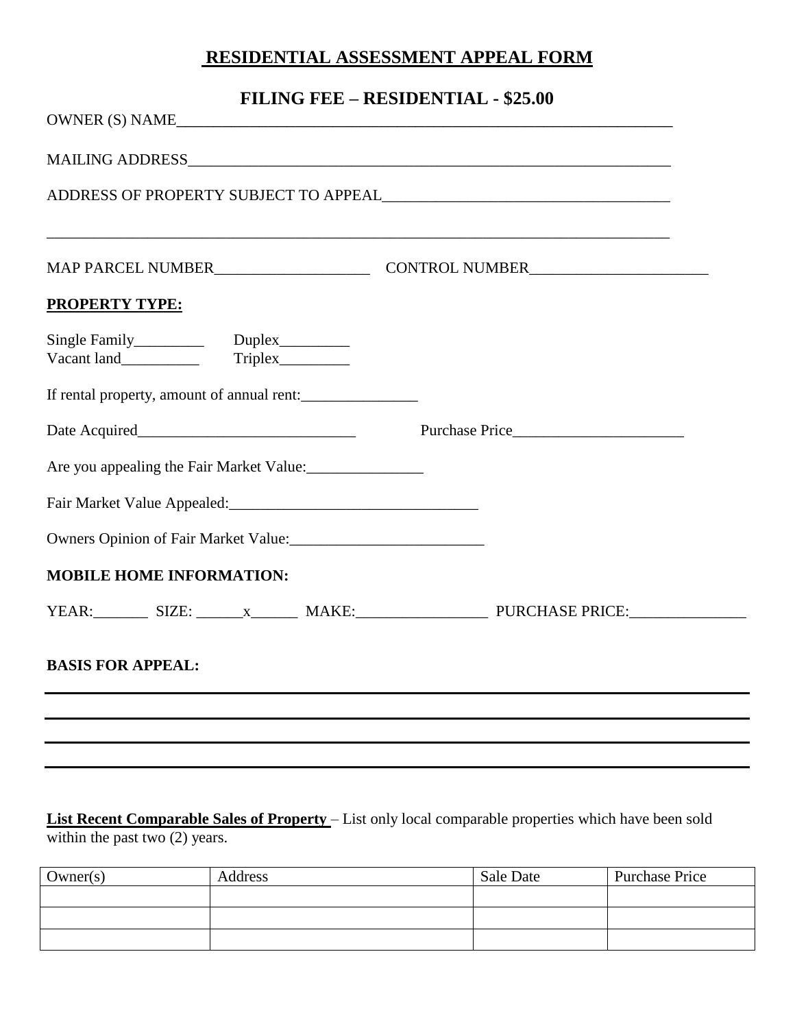# RESIDENTIAL ASSESSMENT APPEAL FORM

## FILING FEE – RESIDENTIAL - $25.00

OWNER (S) NAME_______________________________________________________________

MAILING ADDRESS______________________________________________________________

ADDRESS OF PROPERTY SUBJECT TO APPEAL_____________________________________

_____________________________________________________________________________

MAP PARCEL NUMBER____________________ CONTROL NUMBER_______________________

**PROPERTY TYPE:**

Single Family_________ Duplex_________
Vacant land__________ Triplex_________

If rental property, amount of annual rent:_______________

Date Acquired____________________________ Purchase Price______________________

Are you appealing the Fair Market Value:_______________

Fair Market Value Appealed:________________________________

Owners Opinion of Fair Market Value:_________________________

**MOBILE HOME INFORMATION:**

YEAR:_______ SIZE: ______x______ MAKE:_________________ PURCHASE PRICE:_______________

**BASIS FOR APPEAL:**

_____________________________________________________________________________

_____________________________________________________________________________

_____________________________________________________________________________

_____________________________________________________________________________

**List Recent Comparable Sales of Property** – List only local comparable properties which have been sold within the past two (2) years.

| Owner(s) | Address | Sale Date | Purchase Price |
|---|---|---|---|
| | | | |
| | | | |
| | | | |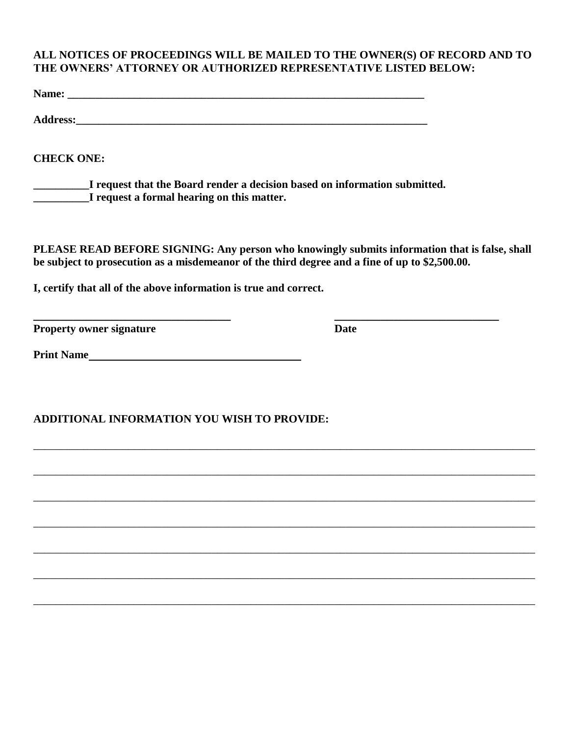**ALL NOTICES OF PROCEEDINGS WILL BE MAILED TO THE OWNER(S) OF RECORD AND TO THE OWNERS' ATTORNEY OR AUTHORIZED REPRESENTATIVE LISTED BELOW:**

**Name: ___________________________________________________________________**

**Address:_________________________________________________________________**

**CHECK ONE:**

**__________I request that the Board render a decision based on information submitted.**
**__________I request a formal hearing on this matter.**

**PLEASE READ BEFORE SIGNING: Any person who knowingly submits information that is false, shall be subject to prosecution as a misdemeanor of the third degree and a fine of up to $2,500.00.**

**I, certify that all of the above information is true and correct.**

**_________________________________** **_____________________________**
**Property owner signature** **Date**

**Print Name_____________________________________**

**ADDITIONAL INFORMATION YOU WISH TO PROVIDE:**

_____________________________________________________________________________________________

_____________________________________________________________________________________________

_____________________________________________________________________________________________

_____________________________________________________________________________________________

_____________________________________________________________________________________________

_____________________________________________________________________________________________

_____________________________________________________________________________________________